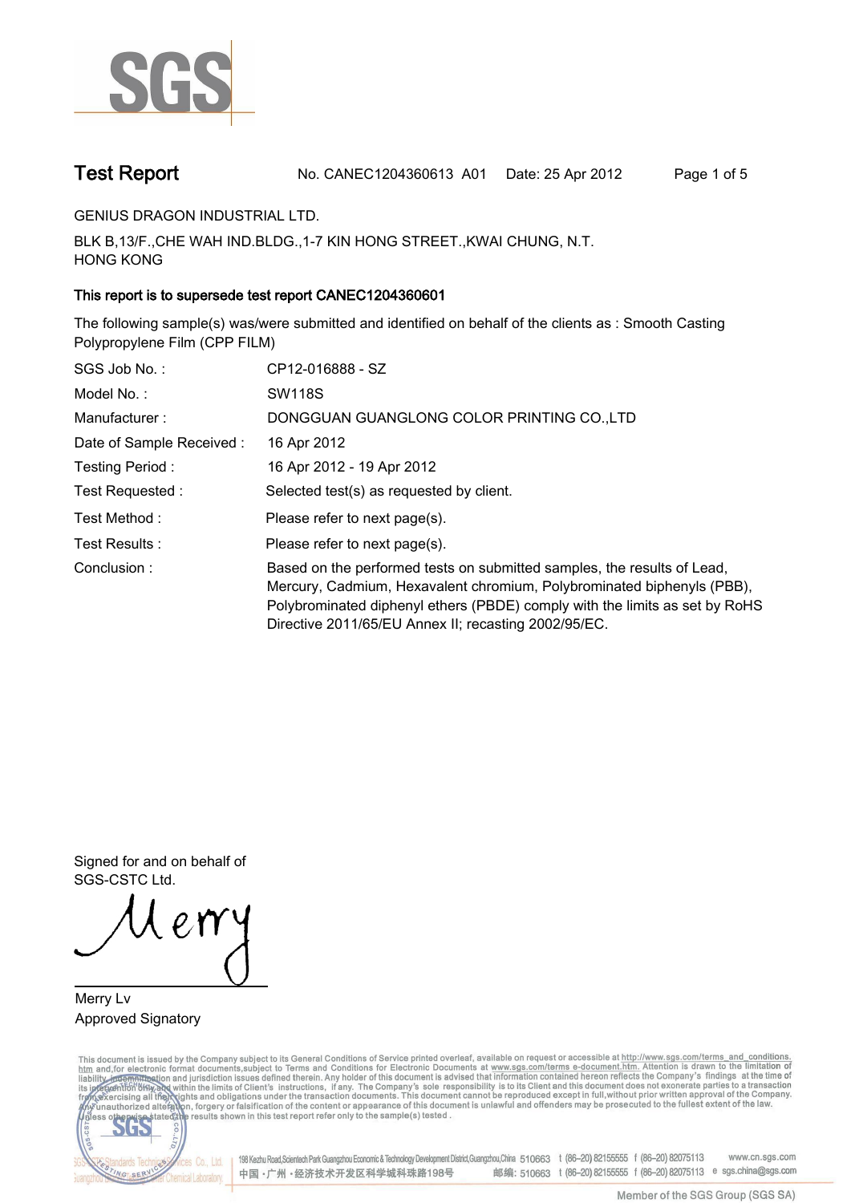# Test Report

No. CANEC1204360613 A01 Date: 25 Apr 2012

GENIUS DRAGON INDUSTRIAL LTD.

BLK B,13/F.,CHE WAH IND.BLDG.,1-7 KIN HONG STREET.,KWAI CHUNG, N.T.
HONG KONG

**This report is to supersede test report CANEC1204360601**

The following sample(s) was/were submitted and identified on behalf of the clients as : Smooth Casting Polypropylene Film (CPP FILM)

| | |
|---|---|
| SGS Job No. : | CP12-016888 - SZ |
| Model No. : | SW118S |
| Manufacturer : | DONGGUAN GUANGLONG COLOR PRINTING CO.,LTD |
| Date of Sample Received : | 16 Apr 2012 |
| Testing Period : | 16 Apr 2012 - 19 Apr 2012 |
| Test Requested : | Selected test(s) as requested by client. |
| Test Method : | Please refer to next page(s). |
| Test Results : | Please refer to next page(s). |
| Conclusion : | Based on the performed tests on submitted samples, the results of Lead, Mercury, Cadmium, Hexavalent chromium, Polybrominated biphenyls (PBB), Polybrominated diphenyl ethers (PBDE) comply with the limits as set by RoHS Directive 2011/65/EU Annex II; recasting 2002/95/EC. |

Signed for and on behalf of
SGS-CSTC Ltd.

Merry Lv
Approved Signatory

This document is issued by the Company subject to its General Conditions of Service printed overleaf, available on request or accessible at http://www.sgs.com/terms_and_conditions.htm and,for electronic format documents,subject to Terms and Conditions for Electronic Documents at www.sgs.com/terms_e-document.htm. Attention is drawn to the limitation of liability, indemnification and jurisdiction issues defined therein. Any holder of this document is advised that information contained hereon reflects the Company's findings at the time of its intervention only and within the limits of Client's instructions, if any. The Company's sole responsibility is to its Client and this document does not exonerate parties to a transaction from exercising all their rights and obligations under the transaction documents. This document cannot be reproduced except in full,without prior written approval of the Company. Any unauthorized alteration, forgery or falsification of the content or appearance of this document is unlawful and offenders may be prosecuted to the fullest extent of the law. Unless otherwise stated the results shown in this test report refer only to the sample(s) tested .

198 Kezhu Road,Scientech Park Guangzhou Economic & Technology Development District,Guangzhou,China 510663 t (86–20) 82155555 f (86–20) 82075113 www.cn.sgs.com
中国 · 广州 · 经济技术开发区科学城科珠路198号 邮编: 510663 t (86–20) 82155555 f (86–20) 82075113 e sgs.china@sgs.com

Member of the SGS Group (SGS SA)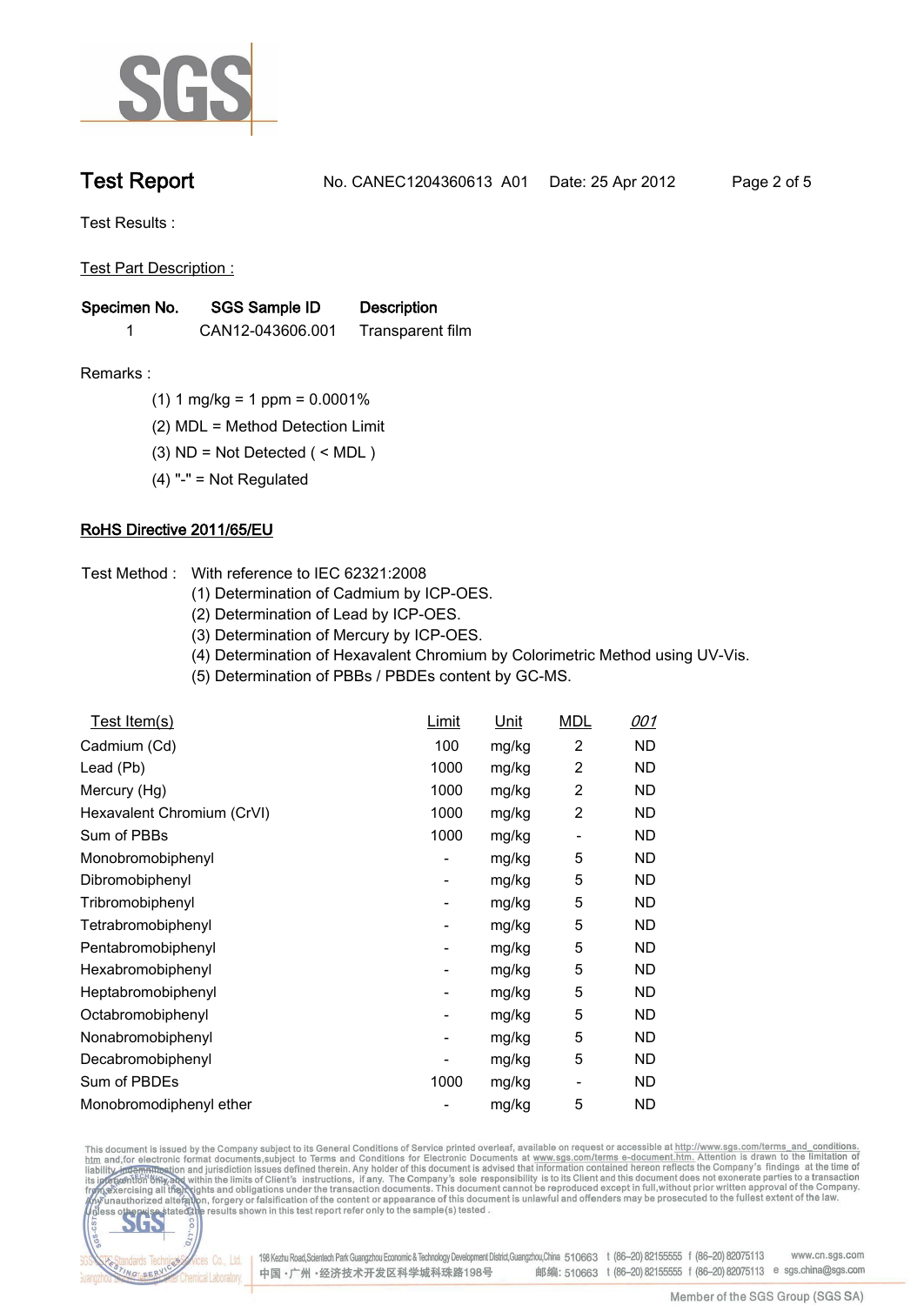**Test Report** No. CANEC1204360613 A01 Date: 25 Apr 2012

Test Results :

Test Part Description :

| Specimen No. | SGS Sample ID | Description |
|---|---|---|
| 1 | CAN12-043606.001 | Transparent film |

Remarks :

(1) 1 mg/kg = 1 ppm = 0.0001%

(2) MDL = Method Detection Limit

(3) ND = Not Detected ( < MDL )

(4) "-" = Not Regulated

**RoHS Directive 2011/65/EU**

Test Method : With reference to IEC 62321:2008

(1) Determination of Cadmium by ICP-OES.

(2) Determination of Lead by ICP-OES.

(3) Determination of Mercury by ICP-OES.

(4) Determination of Hexavalent Chromium by Colorimetric Method using UV-Vis.

(5) Determination of PBBs / PBDEs content by GC-MS.

| Test Item(s) | Limit | Unit | MDL | *001* |
|---|---|---|---|---|
| Cadmium (Cd) | 100 | mg/kg | 2 | ND |
| Lead (Pb) | 1000 | mg/kg | 2 | ND |
| Mercury (Hg) | 1000 | mg/kg | 2 | ND |
| Hexavalent Chromium (CrVI) | 1000 | mg/kg | 2 | ND |
| Sum of PBBs | 1000 | mg/kg | - | ND |
| Monobromobiphenyl | - | mg/kg | 5 | ND |
| Dibromobiphenyl | - | mg/kg | 5 | ND |
| Tribromobiphenyl | - | mg/kg | 5 | ND |
| Tetrabromobiphenyl | - | mg/kg | 5 | ND |
| Pentabromobiphenyl | - | mg/kg | 5 | ND |
| Hexabromobiphenyl | - | mg/kg | 5 | ND |
| Heptabromobiphenyl | - | mg/kg | 5 | ND |
| Octabromobiphenyl | - | mg/kg | 5 | ND |
| Nonabromobiphenyl | - | mg/kg | 5 | ND |
| Decabromobiphenyl | - | mg/kg | 5 | ND |
| Sum of PBDEs | 1000 | mg/kg | - | ND |
| Monobromodiphenyl ether | - | mg/kg | 5 | ND |

This document is issued by the Company subject to its General Conditions of Service printed overleaf, available on request or accessible at http://www.sgs.com/terms_and_conditions.htm and,for electronic format documents,subject to Terms and Conditions for Electronic Documents at www.sgs.com/terms_e-document.htm. Attention is drawn to the limitation of liability, indemnification and jurisdiction issues defined therein. Any holder of this document is advised that information contained hereon reflects the Company's findings at the time of its intervention only and within the limits of Client's instructions, if any. The Company's sole responsibility is to its Client and this document does not exonerate parties to a transaction from exercising all their rights and obligations under the transaction documents. This document cannot be reproduced except in full,without prior written approval of the Company. Any unauthorized alteration, forgery or falsification of the content or appearance of this document is unlawful and offenders may be prosecuted to the fullest extent of the law. Unless otherwise stated the results shown in this test report refer only to the sample(s) tested .

198 Kezhu Road,Scientech Park Guangzhou Economic & Technology Development District,Guangzhou,China 510663 t (86-20) 82155555 f (86-20) 82075113 www.cn.sgs.com

中国·广州·经济技术开发区科学城科珠路198号 邮编: 510663 t (86-20) 82155555 f (86-20) 82075113 e sgs.china@sgs.com

Member of the SGS Group (SGS SA)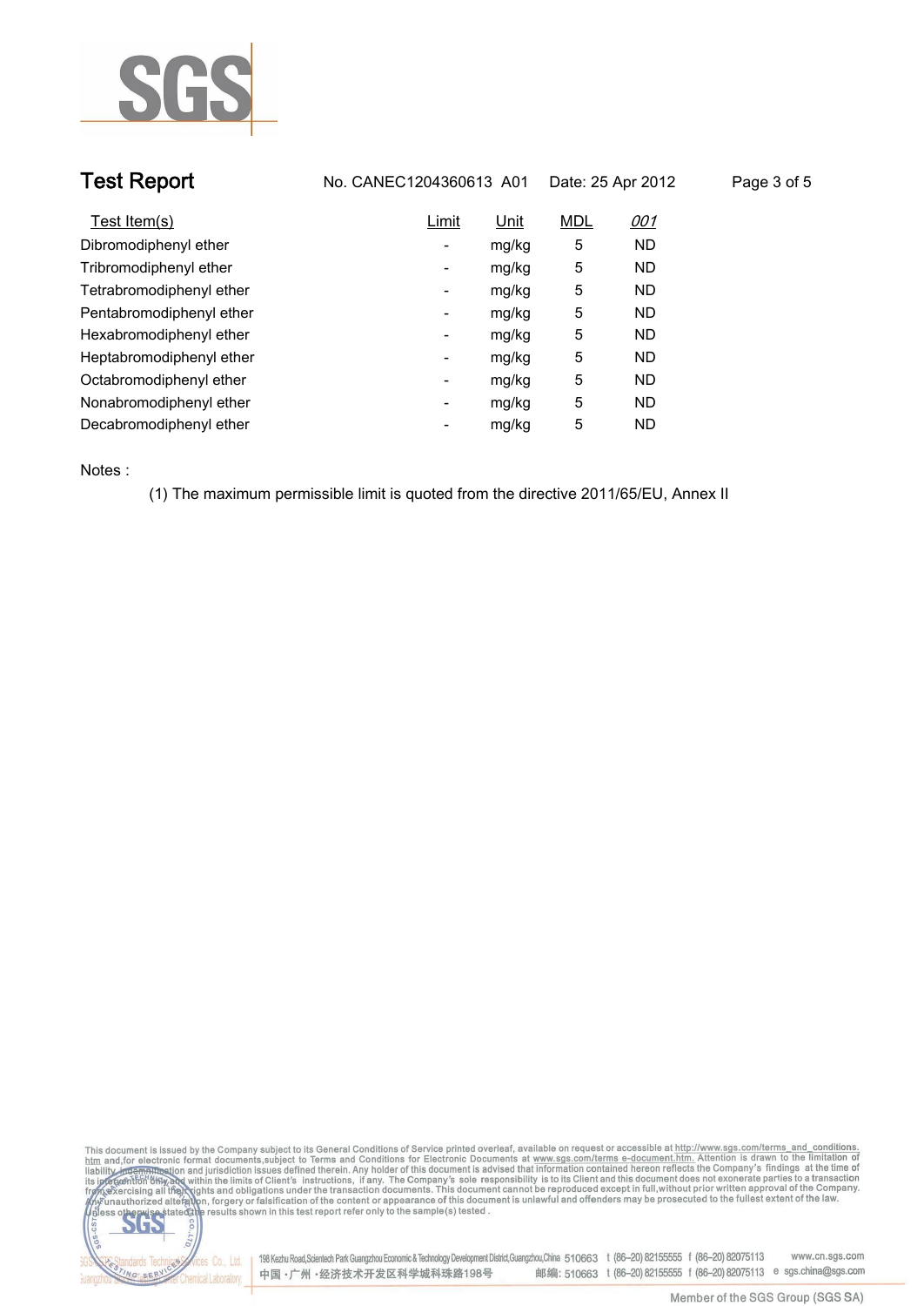# Test Report

No. CANEC1204360613 A01 Date: 25 Apr 2012

| Test Item(s) | Limit | Unit | MDL | *001* |
|---|---|---|---|---|
| Dibromodiphenyl ether | - | mg/kg | 5 | ND |
| Tribromodiphenyl ether | - | mg/kg | 5 | ND |
| Tetrabromodiphenyl ether | - | mg/kg | 5 | ND |
| Pentabromodiphenyl ether | - | mg/kg | 5 | ND |
| Hexabromodiphenyl ether | - | mg/kg | 5 | ND |
| Heptabromodiphenyl ether | - | mg/kg | 5 | ND |
| Octabromodiphenyl ether | - | mg/kg | 5 | ND |
| Nonabromodiphenyl ether | - | mg/kg | 5 | ND |
| Decabromodiphenyl ether | - | mg/kg | 5 | ND |

Notes :

(1) The maximum permissible limit is quoted from the directive 2011/65/EU, Annex II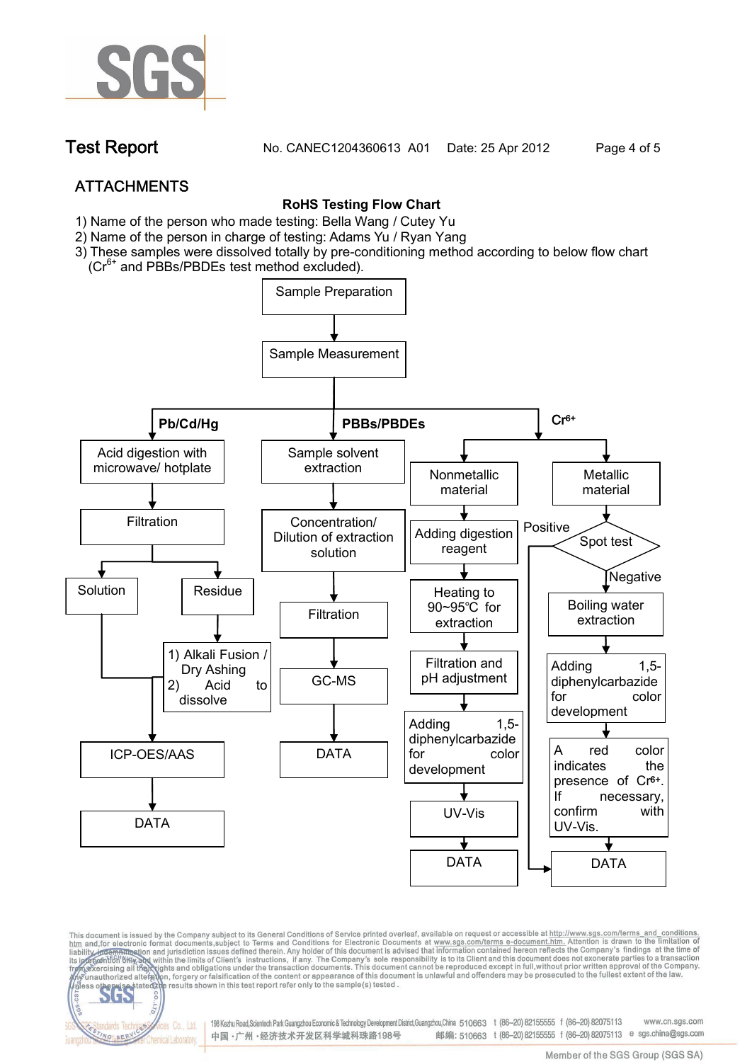# ATTACHMENTS

**RoHS Testing Flow Chart**

1) Name of the person who made testing: Bella Wang / Cutey Yu
2) Name of the person in charge of testing: Adams Yu / Ryan Yang
3) These samples were dissolved totally by pre-conditioning method according to below flow chart ($Cr^{6+}$ and PBBs/PBDEs test method excluded).

Sample Preparation → Sample Measurement

**Pb/Cd/Hg**

- Acid digestion with microwave/ hotplate
- Filtration
- Solution / Residue
  - Residue: 1) Alkali Fusion / Dry Ashing 2) Acid to dissolve
- ICP-OES/AAS
- DATA

**PBBs/PBDEs**

- Sample solvent extraction
- Concentration/ Dilution of extraction solution
- Filtration
- GC-MS
- DATA

**$Cr^{6+}$**

Nonmetallic material:

- Adding digestion reagent
- Heating to 90~95℃ for extraction
- Filtration and pH adjustment
- Adding 1,5-diphenylcarbazide for color development
- UV-Vis
- DATA

Metallic material:

- Spot test
  - Positive → DATA
  - Negative → Boiling water extraction
- Adding 1,5-diphenylcarbazide for color development
- A red color indicates the presence of $Cr^{6+}$. If necessary, confirm with UV-Vis.
- DATA

This document is issued by the Company subject to its General Conditions of Service printed overleaf, available on request or accessible at http://www.sgs.com/terms_and_conditions.htm and,for electronic format documents,subject to Terms and Conditions for Electronic Documents at www.sgs.com/terms_e-document.htm. Attention is drawn to the limitation of liability, indemnification and jurisdiction issues defined therein. Any holder of this document is advised that information contained hereon reflects the Company's findings at the time of its intervention only and within the limits of Client's instructions, if any. The Company's sole responsibility is to its Client and this document does not exonerate parties to a transaction from exercising all their rights and obligations under the transaction documents. This document cannot be reproduced except in full,without prior written approval of the Company. Any unauthorized alteration, forgery or falsification of the content or appearance of this document is unlawful and offenders may be prosecuted to the fullest extent of the law. Unless otherwise stated the results shown in this test report refer only to the sample(s) tested .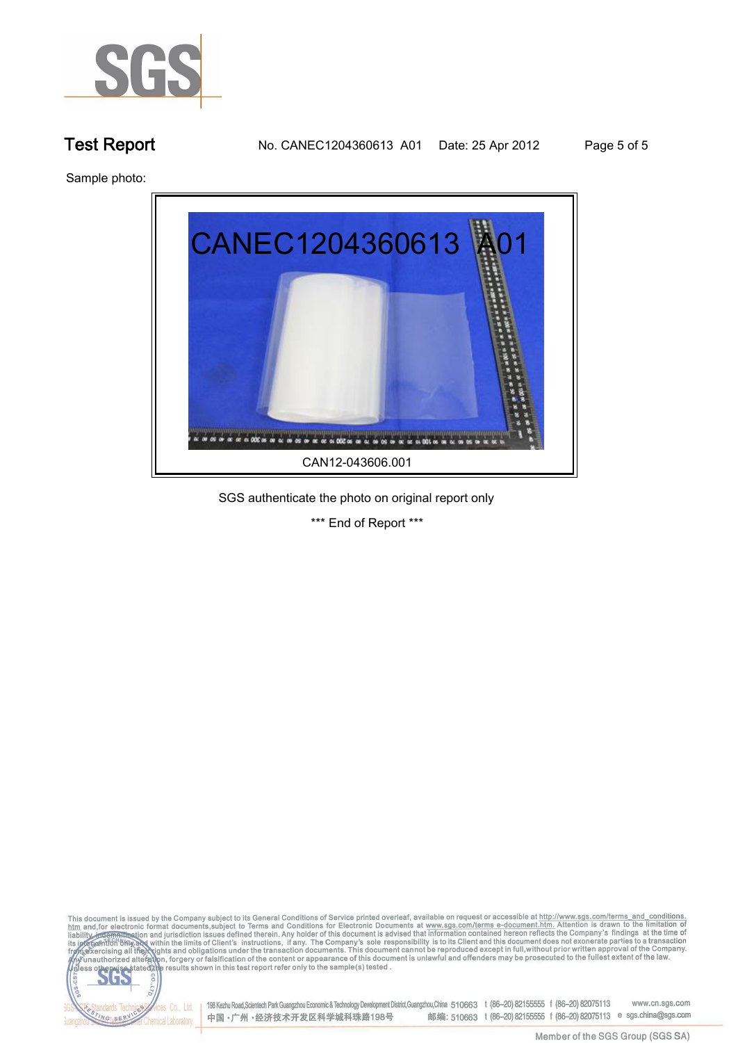# Test Report

No. CANEC1204360613 A01 Date: 25 Apr 2012

Sample photo:

CANEC1204360613 A01

CAN12-043606.001

SGS authenticate the photo on original report only

\*\*\* End of Report \*\*\*

This document is issued by the Company subject to its General Conditions of Service printed overleaf, available on request or accessible at http://www.sgs.com/terms_and_conditions.htm and, for electronic format documents, subject to Terms and Conditions for Electronic Documents at www.sgs.com/terms_e-document.htm. Attention is drawn to the limitation of liability, indemnification and jurisdiction issues defined therein. Any holder of this document is advised that information contained hereon reflects the Company's findings at the time of its intervention only and within the limits of Client's instructions, if any. The Company's sole responsibility is to its Client and this document does not exonerate parties to a transaction from exercising all their rights and obligations under the transaction documents. This document cannot be reproduced except in full, without prior written approval of the Company. Any unauthorized alteration, forgery or falsification of the content or appearance of this document is unlawful and offenders may be prosecuted to the fullest extent of the law. Unless otherwise stated the results shown in this test report refer only to the sample(s) tested.

198 Kezhu Road, Scientech Park Guangzhou Economic & Technology Development District, Guangzhou, China 510663 t (86-20) 82155555 f (86-20) 82075113 www.cn.sgs.com

中国·广州·经济技术开发区科学城科珠路198号 邮编: 510663 t (86-20) 82155555 f (86-20) 82075113 e sgs.china@sgs.com

Member of the SGS Group (SGS SA)